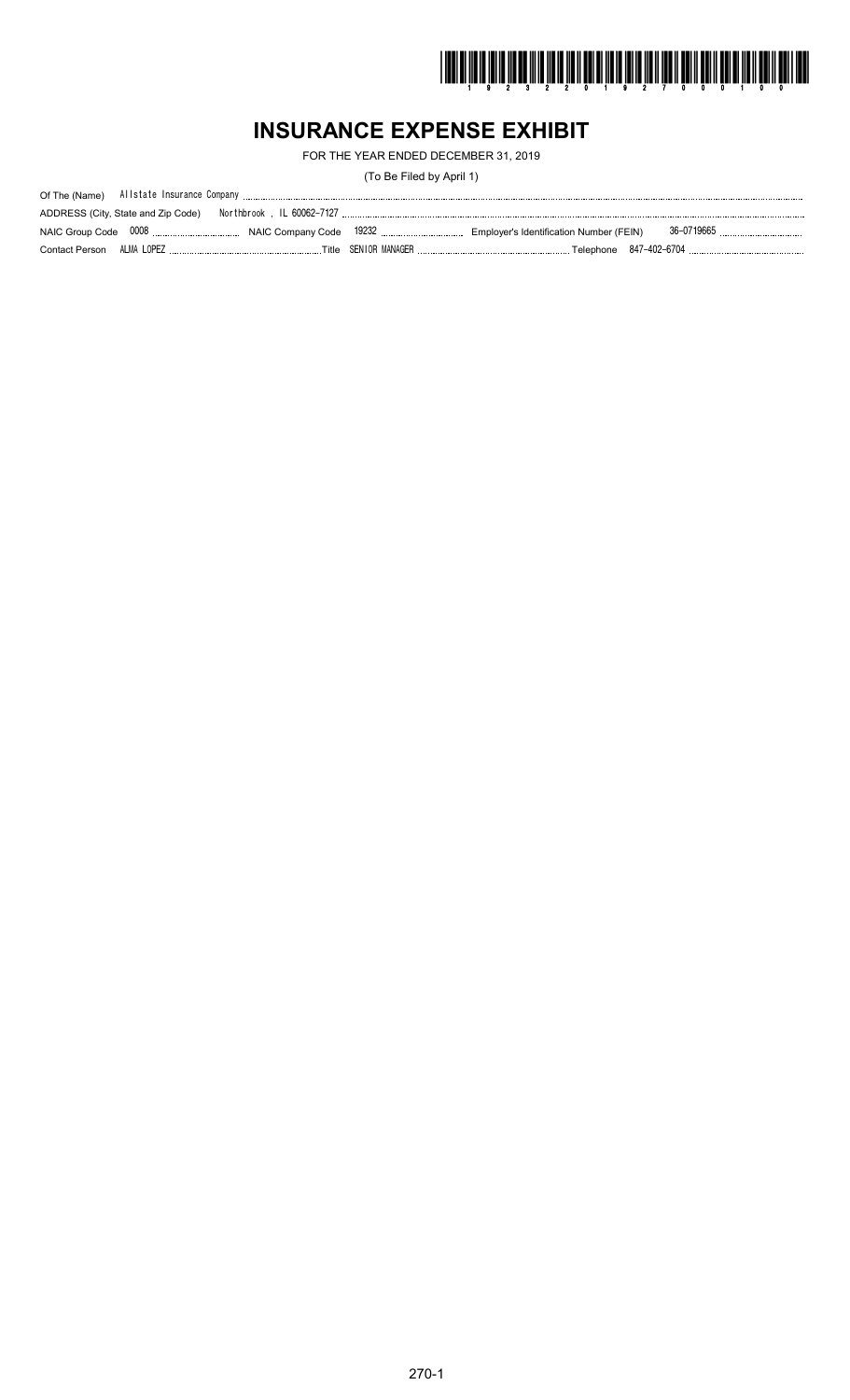# INSURANCE EXPENSE EXHIBIT

FOR THE YEAR ENDED DECEMBER 31, 2019

(To Be Filed by April 1)

Of The (Name) Allstate Insurance Company

ADDRESS (City, State and Zip Code) Northbrook , IL 60062-7127

NAIC Group Code 0008 NAIC Company Code 19232 Employer's Identification Number (FEIN) 36-0719665

Contact Person ALMA LOPEZ Title SENIOR MANAGER Telephone 847-402-6704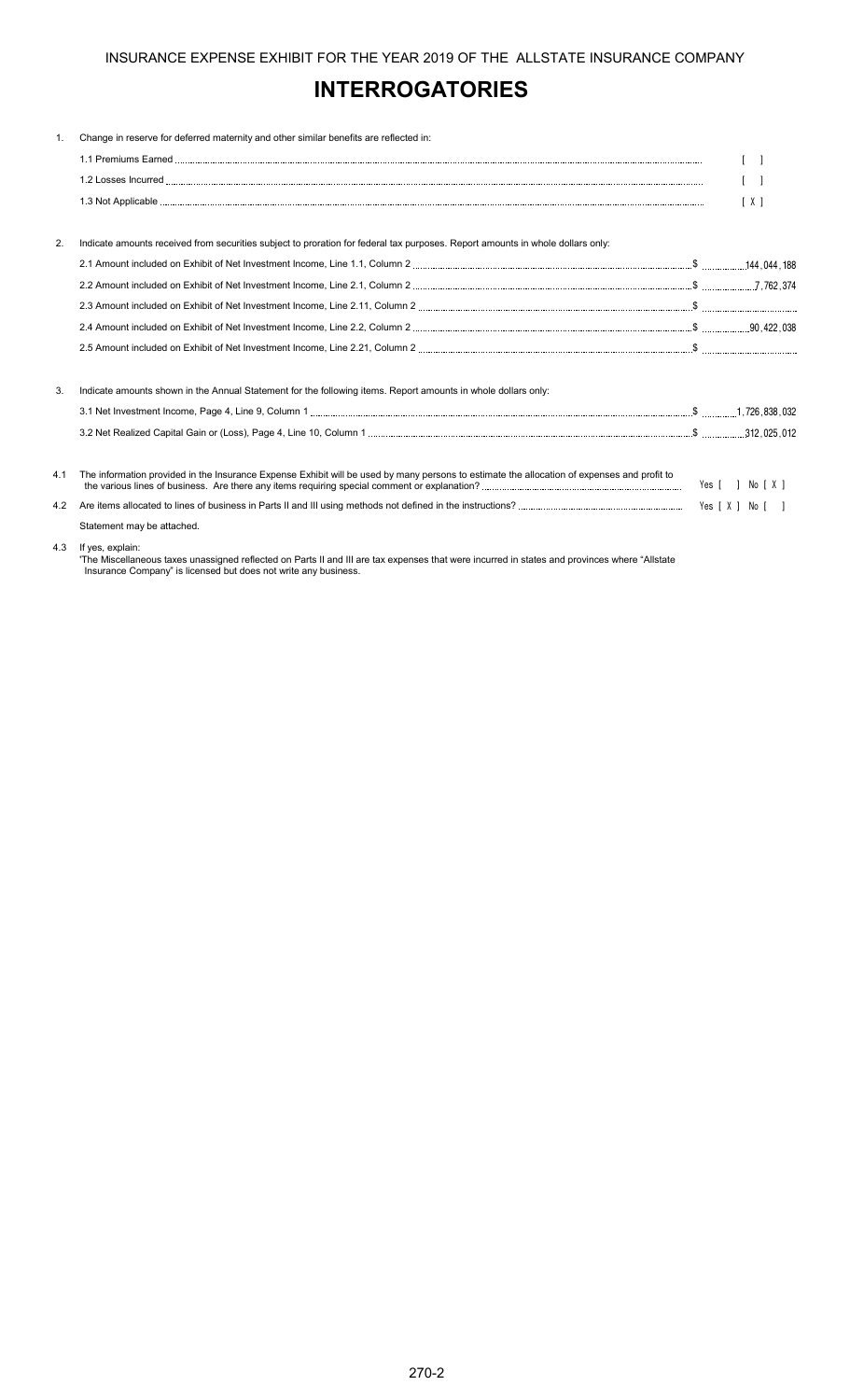# INTERROGATORIES

1. Change in reserve for deferred maternity and other similar benefits are reflected in:

   1.1 Premiums Earned [ ]

   1.2 Losses Incurred [ ]

   1.3 Not Applicable [ X ]

2. Indicate amounts received from securities subject to proration for federal tax purposes. Report amounts in whole dollars only:

   2.1 Amount included on Exhibit of Net Investment Income, Line 1.1, Column 2 $ 144,044,188

   2.2 Amount included on Exhibit of Net Investment Income, Line 2.1, Column 2 $ 7,762,374

   2.3 Amount included on Exhibit of Net Investment Income, Line 2.11, Column 2 $

   2.4 Amount included on Exhibit of Net Investment Income, Line 2.2, Column 2 $ 90,422,038

   2.5 Amount included on Exhibit of Net Investment Income, Line 2.21, Column 2 $

3. Indicate amounts shown in the Annual Statement for the following items. Report amounts in whole dollars only:

   3.1 Net Investment Income, Page 4, Line 9, Column 1 $ 1,726,838,032

   3.2 Net Realized Capital Gain or (Loss), Page 4, Line 10, Column 1 $ 312,025,012

4.1 The information provided in the Insurance Expense Exhibit will be used by many persons to estimate the allocation of expenses and profit to the various lines of business. Are there any items requiring special comment or explanation? Yes [ ] No [ X ]

4.2 Are items allocated to lines of business in Parts II and III using methods not defined in the instructions? Yes [ X ] No [ ]

Statement may be attached.

4.3 If yes, explain:
"The Miscellaneous taxes unassigned reflected on Parts II and III are tax expenses that were incurred in states and provinces where "Allstate Insurance Company" is licensed but does not write any business.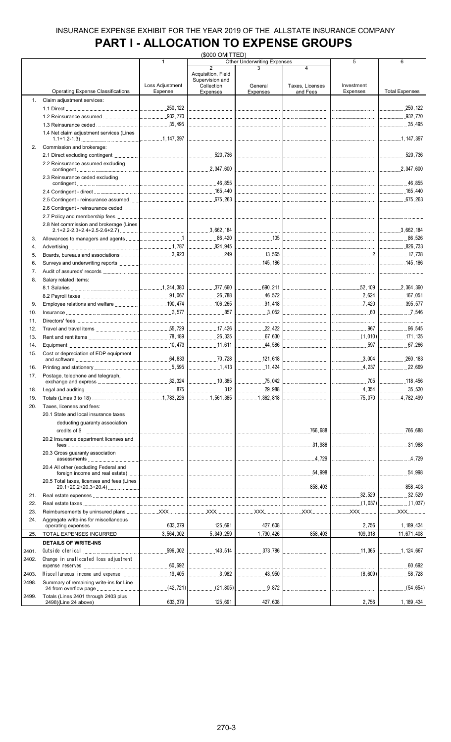INSURANCE EXPENSE EXHIBIT FOR THE YEAR 2019 OF THE ALLSTATE INSURANCE COMPANY

# PART I - ALLOCATION TO EXPENSE GROUPS

($000 OMITTED)

| | Operating Expense Classifications | 1<br>Loss Adjustment Expense | Other Underwriting Expenses<br>2<br>Acquisition, Field Supervision and Collection Expenses | 3<br>General Expenses | 4<br>Taxes, Licenses and Fees | 5<br>Investment Expenses | 6<br>Total Expenses |
|---|---|---|---|---|---|---|---|
| 1. | Claim adjustment services: | | | | | | |
| | 1.1 Direct | 250,122 | | | | | 250,122 |
| | 1.2 Reinsurance assumed | 932,770 | | | | | 932,770 |
| | 1.3 Reinsurance ceded | 35,495 | | | | | 35,495 |
| | 1.4 Net claim adjustment services (Lines 1.1+1.2-1.3) | 1,147,397 | | | | | 1,147,397 |
| 2. | Commission and brokerage: | | | | | | |
| | 2.1 Direct excluding contingent | | 520,736 | | | | 520,736 |
| | 2.2 Reinsurance assumed excluding contingent | | 2,347,600 | | | | 2,347,600 |
| | 2.3 Reinsurance ceded excluding contingent | | 46,855 | | | | 46,855 |
| | 2.4 Contingent - direct | | 165,440 | | | | 165,440 |
| | 2.5 Contingent - reinsurance assumed | | 675,263 | | | | 675,263 |
| | 2.6 Contingent - reinsurance ceded | | | | | | |
| | 2.7 Policy and membership fees | | | | | | |
| | 2.8 Net commission and brokerage (Lines 2.1+2.2-2.3+2.4+2.5-2.6+2.7) | | 3,662,184 | | | | 3,662,184 |
| 3. | Allowances to managers and agents | 1 | 86,420 | 105 | | | 86,526 |
| 4. | Advertising | 1,787 | 824,945 | | | | 826,733 |
| 5. | Boards, bureaus and associations | 3,923 | 249 | 13,565 | | 2 | 17,738 |
| 6. | Surveys and underwriting reports | | | 145,186 | | | 145,186 |
| 7. | Audit of assureds' records | | | | | | |
| 8. | Salary related items: | | | | | | |
| | 8.1 Salaries | 1,244,380 | 377,660 | 690,211 | | 52,109 | 2,364,360 |
| | 8.2 Payroll taxes | 91,067 | 26,788 | 46,572 | | 2,624 | 167,051 |
| 9. | Employee relations and welfare | 190,474 | 106,265 | 91,418 | | 7,420 | 395,577 |
| 10. | Insurance | 3,577 | 857 | 3,052 | | 60 | 7,546 |
| 11. | Directors' fees | | | | | | |
| 12. | Travel and travel items | 55,729 | 17,426 | 22,422 | | 967 | 96,545 |
| 13. | Rent and rent items | 78,189 | 26,325 | 67,630 | | (1,010) | 171,135 |
| 14. | Equipment | 10,473 | 11,611 | 44,586 | | 597 | 67,266 |
| 15. | Cost or depreciation of EDP equipment and software | 64,833 | 70,728 | 121,618 | | 3,004 | 260,183 |
| 16. | Printing and stationery | 5,595 | 1,413 | 11,424 | | 4,237 | 22,669 |
| 17. | Postage, telephone and telegraph, exchange and express | 32,324 | 10,385 | 75,042 | | 705 | 118,456 |
| 18. | Legal and auditing | 875 | 312 | 29,988 | | 4,354 | 35,530 |
| 19. | Totals (Lines 3 to 18) | 1,783,226 | 1,561,385 | 1,362,818 | | 75,070 | 4,782,499 |
| 20. | Taxes, licenses and fees: | | | | | | |
| | 20.1 State and local insurance taxes deducting guaranty association credits of $ | | | | 766,688 | | 766,688 |
| | 20.2 Insurance department licenses and fees | | | | 31,988 | | 31,988 |
| | 20.3 Gross guaranty association assessments | | | | 4,729 | | 4,729 |
| | 20.4 All other (excluding Federal and foreign income and real estate) | | | | 54,998 | | 54,998 |
| | 20.5 Total taxes, licenses and fees (Lines 20.1+20.2+20.3+20.4) | | | | 858,403 | | 858,403 |
| 21. | Real estate expenses | | | | | 32,529 | 32,529 |
| 22. | Real estate taxes | | | | | (1,037) | (1,037) |
| 23. | Reimbursements by uninsured plans | XXX | XXX | XXX | XXX | XXX | XXX |
| 24. | Aggregate write-ins for miscellaneous operating expenses | 633,379 | 125,691 | 427,608 | | 2,756 | 1,189,434 |
| 25. | TOTAL EXPENSES INCURRED | 3,564,002 | 5,349,259 | 1,790,426 | 858,403 | 109,318 | 11,671,408 |
| | **DETAILS OF WRITE-INS** | | | | | | |
| 2401. | Outside clerical | 596,002 | 143,514 | 373,786 | | 11,365 | 1,124,667 |
| 2402. | Change in unallocated loss adjustment expense reserves | 60,692 | | | | | 60,692 |
| 2403. | Miscellaneous income and expense | 19,405 | 3,982 | 43,950 | | (8,609) | 58,728 |
| 2498. | Summary of remaining write-ins for Line 24 from overflow page | (42,721) | (21,805) | 9,872 | | | (54,654) |
| 2499. | Totals (Lines 2401 through 2403 plus 2498)(Line 24 above) | 633,379 | 125,691 | 427,608 | | 2,756 | 1,189,434 |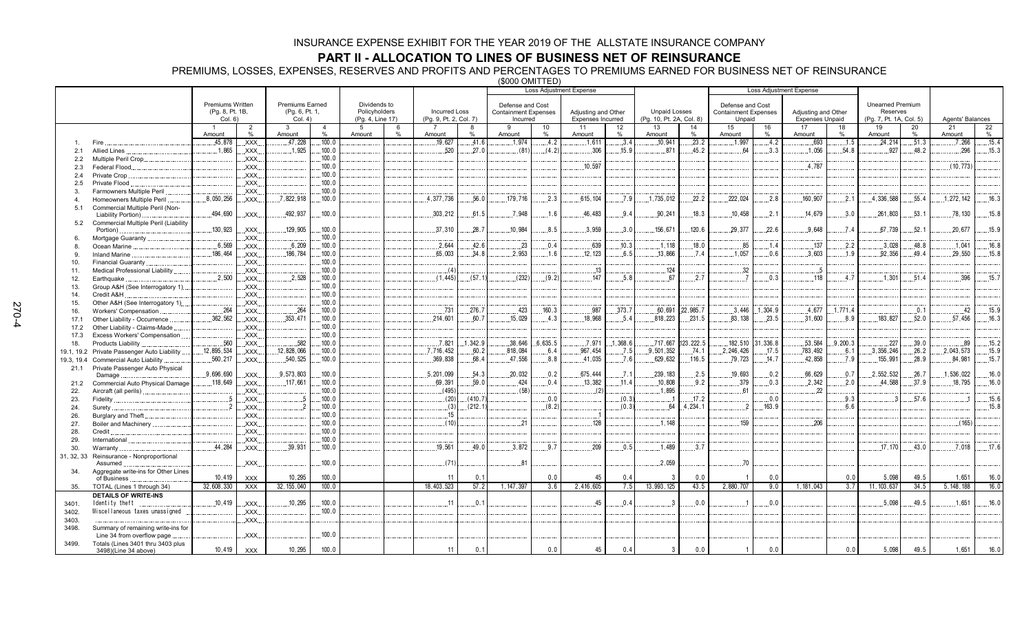# INSURANCE EXPENSE EXHIBIT FOR THE YEAR 2019 OF THE ALLSTATE INSURANCE COMPANY

## PART II - ALLOCATION TO LINES OF BUSINESS NET OF REINSURANCE

PREMIUMS, LOSSES, EXPENSES, RESERVES AND PROFITS AND PERCENTAGES TO PREMIUMS EARNED FOR BUSINESS NET OF REINSURANCE

($000 OMITTED)

| | | Premiums Written (Pg. 8, Pt. 1B, Col. 6) | | Premiums Earned (Pg. 6, Pt. 1, Col. 4) | | Dividends to Policyholders (Pg. 4, Line 17) | | Incurred Loss (Pg. 9, Pt. 2, Col. 7) | | Loss Adjustment Expense: Defense and Cost Containment Expenses Incurred | | Loss Adjustment Expense: Adjusting and Other Expenses Incurred | | Unpaid Losses (Pg. 10, Pt. 2A, Col. 8) | | Loss Adjustment Expense: Defense and Cost Containment Expenses Unpaid | | Loss Adjustment Expense: Adjusting and Other Expenses Unpaid | | Unearned Premium Reserves (Pg. 7, Pt. 1A, Col. 5) | | Agents' Balances | |
|---|---|---|---|---|---|---|---|---|---|---|---|---|---|---|---|---|---|---|---|---|---|---|---|
| | | 1 Amount | 2 % | 3 Amount | 4 % | 5 Amount | 6 % | 7 Amount | 8 % | 9 Amount | 10 % | 11 Amount | 12 % | 13 Amount | 14 % | 15 Amount | 16 % | 17 Amount | 18 % | 19 Amount | 20 % | 21 Amount | 22 % |
| 1. | Fire | 45,878 | XXX | 47,228 | 100.0 | | | 19,627 | 41.6 | 1,974 | 4.2 | 1,611 | 3.4 | 10,941 | 23.2 | 1,997 | 4.2 | 693 | 1.5 | 24,214 | 51.3 | 7,266 | 15.4 |
| 2.1 | Allied Lines | 1,865 | XXX | 1,925 | 100.0 | | | 520 | 27.0 | (81) | (4.2) | 306 | 15.9 | 871 | 45.2 | 64 | 3.3 | 1,056 | 54.8 | 927 | 48.2 | 296 | 15.3 |
| 2.2 | Multiple Peril Crop | | XXX | | 100.0 | | | | | | | | | | | | | | | | | | |
| 2.3 | Federal Flood | | XXX | | 100.0 | | | | | | | 10,597 | | | | | | 4,787 | | | | (10,773) | |
| 2.4 | Private Crop | | XXX | | 100.0 | | | | | | | | | | | | | | | | | | |
| 2.5 | Private Flood | | XXX | | 100.0 | | | | | | | | | | | | | | | | | | |
| 3. | Farmowners Multiple Peril | | XXX | | 100.0 | | | | | | | | | | | | | | | | | | |
| 4. | Homeowners Multiple Peril | 8,050,256 | XXX | 7,822,918 | 100.0 | | | 4,377,736 | 56.0 | 179,716 | 2.3 | 615,104 | 7.9 | 1,735,012 | 22.2 | 222,024 | 2.8 | 160,907 | 2.1 | 4,336,588 | 55.4 | 1,272,142 | 16.3 |
| 5.1 | Commercial Multiple Peril (Non-Liability Portion) | 494,690 | XXX | 492,937 | 100.0 | | | 303,212 | 61.5 | 7,948 | 1.6 | 46,483 | 9.4 | 90,241 | 18.3 | 10,458 | 2.1 | 14,679 | 3.0 | 261,803 | 53.1 | 78,130 | 15.8 |
| 5.2 | Commercial Multiple Peril (Liability Portion) | 130,923 | XXX | 129,905 | 100.0 | | | 37,310 | 28.7 | 10,984 | 8.5 | 3,959 | 3.0 | 156,671 | 120.6 | 29,377 | 22.6 | 9,648 | 7.4 | 67,739 | 52.1 | 20,677 | 15.9 |
| 6. | Mortgage Guaranty | | XXX | | 100.0 | | | | | | | | | | | | | | | | | | |
| 8. | Ocean Marine | 6,569 | XXX | 6,209 | 100.0 | | | 2,644 | 42.6 | 23 | 0.4 | 639 | 10.3 | 1,118 | 18.0 | 85 | 1.4 | 137 | 2.2 | 3,028 | 48.8 | 1,041 | 16.8 |
| 9. | Inland Marine | 186,464 | XXX | 186,784 | 100.0 | | | 65,003 | 34.8 | 2,953 | 1.6 | 12,123 | 6.5 | 13,866 | 7.4 | 1,057 | 0.6 | 3,603 | 1.9 | 92,356 | 49.4 | 29,550 | 15.8 |
| 10. | Financial Guaranty | | XXX | | 100.0 | | | | | | | | | | | | | | | | | | |
| 11. | Medical Professional Liability | | XXX | | 100.0 | | | (4) | | | | 13 | | 124 | | 32 | | 5 | | | | | |
| 12. | Earthquake | 2,500 | XXX | 2,528 | 100.0 | | | (1,445) | (57.1) | (232) | (9.2) | 147 | 5.8 | 67 | 2.7 | 7 | 0.3 | 118 | 4.7 | 1,301 | 51.4 | 396 | 15.7 |
| 13. | Group A&H (See Interrogatory 1) | | XXX | | 100.0 | | | | | | | | | | | | | | | | | | |
| 14. | Credit A&H | | XXX | | 100.0 | | | | | | | | | | | | | | | | | | |
| 15. | Other A&H (See Interrogatory 1) | | XXX | | 100.0 | | | | | | | | | | | | | | | | | | |
| 16. | Workers' Compensation | 264 | XXX | 264 | 100.0 | | | 731 | 276.7 | 423 | 160.3 | 987 | 373.7 | 60,691 | 22,985.7 | 3,446 | 1,304.9 | 4,677 | 1,771.4 | | 0.1 | 42 | 15.9 |
| 17.1 | Other Liability - Occurrence | 362,562 | XXX | 353,471 | 100.0 | | | 214,601 | 60.7 | 15,029 | 4.3 | 18,968 | 5.4 | 818,223 | 231.5 | 83,138 | 23.5 | 31,600 | 8.9 | 183,827 | 52.0 | 57,456 | 16.3 |
| 17.2 | Other Liability - Claims-Made | | XXX | | 100.0 | | | | | | | | | | | | | | | | | | |
| 17.3 | Excess Workers' Compensation | | XXX | | 100.0 | | | | | | | | | | | | | | | | | | |
| 18. | Products Liability | 560 | XXX | 582 | 100.0 | | | 7,821 | 1,342.9 | 38,646 | 6,635.5 | 7,971 | 1,368.6 | 717,667 | 123,222.5 | 182,510 | 31,336.8 | 53,584 | 9,200.3 | 227 | 39.0 | 89 | 15.2 |
| 19.1, 19.2 | Private Passenger Auto Liability | 12,895,534 | XXX | 12,828,066 | 100.0 | | | 7,716,452 | 60.2 | 818,084 | 6.4 | 967,454 | 7.5 | 9,501,352 | 74.1 | 2,246,426 | 17.5 | 783,492 | 6.1 | 3,356,246 | 26.2 | 2,043,573 | 15.9 |
| 19.3, 19.4 | Commercial Auto Liability | 560,217 | XXX | 540,525 | 100.0 | | | 369,838 | 68.4 | 47,556 | 8.8 | 41,035 | 7.6 | 629,632 | 116.5 | 79,723 | 14.7 | 42,858 | 7.9 | 155,991 | 28.9 | 84,981 | 15.7 |
| 21.1 | Private Passenger Auto Physical Damage | 9,696,690 | XXX | 9,573,803 | 100.0 | | | 5,201,099 | 54.3 | 20,032 | 0.2 | 675,444 | 7.1 | 239,183 | 2.5 | 19,693 | 0.2 | 66,629 | 0.7 | 2,552,532 | 26.7 | 1,536,022 | 16.0 |
| 21.2 | Commercial Auto Physical Damage | 118,649 | XXX | 117,661 | 100.0 | | | 69,391 | 59.0 | 424 | 0.4 | 13,382 | 11.4 | 10,808 | 9.2 | 379 | 0.3 | 2,342 | 2.0 | 44,588 | 37.9 | 18,795 | 16.0 |
| 22. | Aircraft (all perils) | | XXX | | 100.0 | | | (495) | | (58) | | (2) | | 1,895 | | 61 | | 22 | | | | | |
| 23. | Fidelity | 5 | XXX | 5 | 100.0 | | | (20) | (410.7) | | 0.0 | | (0.3) | 1 | 17.2 | | 0.0 | | 9.3 | 3 | 57.6 | 1 | 15.6 |
| 24. | Surety | 2 | XXX | 2 | 100.0 | | | (3) | (212.1) | | (8.2) | | (0.3) | 64 | 4,234.1 | 2 | 163.9 | | 6.6 | | | | 15.8 |
| 26. | Burglary and Theft | | XXX | | 100.0 | | | 15 | | | | 1 | | | | | | | | | | | |
| 27. | Boiler and Machinery | | XXX | | 100.0 | | | (10) | | 21 | | 128 | | 1,148 | | 159 | | 206 | | | | (165) | |
| 28. | Credit | | XXX | | 100.0 | | | | | | | | | | | | | | | | | | |
| 29. | International | | XXX | | 100.0 | | | | | | | | | | | | | | | | | | |
| 30. | Warranty | 44,284 | XXX | 39,931 | 100.0 | | | 19,561 | 49.0 | 3,872 | 9.7 | 209 | 0.5 | 1,489 | 3.7 | | | | | 17,170 | 43.0 | 7,018 | 17.6 |
| 31, 32, 33 | Reinsurance - Nonproportional Assumed | | XXX | | 100.0 | | | (71) | | 81 | | | | 2,059 | | 70 | | | | | | | |
| 34. | Aggregate write-ins for Other Lines of Business | 10,419 | XXX | 10,295 | 100.0 | | | 11 | 0.1 | | 0.0 | 45 | 0.4 | 3 | 0.0 | 1 | 0.0 | | 0.0 | 5,098 | 49.5 | 1,651 | 16.0 |
| 35. | TOTAL (Lines 1 through 34) | 32,608,330 | XXX | 32,155,040 | 100.0 | | | 18,403,523 | 57.2 | 1,147,397 | 3.6 | 2,416,605 | 7.5 | 13,993,125 | 43.5 | 2,880,707 | 9.0 | 1,181,043 | 3.7 | 11,103,637 | 34.5 | 5,148,188 | 16.0 |
| | **DETAILS OF WRITE-INS** | | | | | | | | | | | | | | | | | | | | | | |
| 3401. | Identity theft | 10,419 | XXX | 10,295 | 100.0 | | | 11 | 0.1 | | | 45 | 0.4 | 3 | 0.0 | 1 | 0.0 | | | 5,098 | 49.5 | 1,651 | 16.0 |
| 3402. | Miscellaneous taxes unassigned | | XXX | | 100.0 | | | | | | | | | | | | | | | | | | |
| 3403. | | | XXX | | | | | | | | | | | | | | | | | | | | |
| 3498. | Summary of remaining write-ins for Line 34 from overflow page | | XXX | | 100.0 | | | | | | | | | | | | | | | | | | |
| 3499. | Totals (Lines 3401 thru 3403 plus 3498)(Line 34 above) | 10,419 | XXX | 10,295 | 100.0 | | | 11 | 0.1 | | 0.0 | 45 | 0.4 | 3 | 0.0 | 1 | 0.0 | | 0.0 | 5,098 | 49.5 | 1,651 | 16.0 |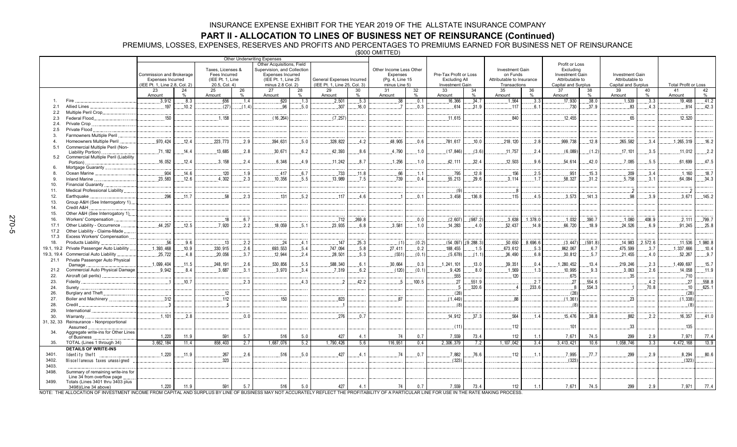# INSURANCE EXPENSE EXHIBIT FOR THE YEAR 2019 OF THE ALLSTATE INSURANCE COMPANY

## PART II - ALLOCATION TO LINES OF BUSINESS NET OF REINSURANCE (Continued)

PREMIUMS, LOSSES, EXPENSES, RESERVES AND PROFITS AND PERCENTAGES TO PREMIUMS EARNED FOR BUSINESS NET OF REINSURANCE

($000 OMITTED)

| | | Other Underwriting Expenses | | | | | | | | | | | | | | | | | | | |
|---|---|---|---|---|---|---|---|---|---|---|---|---|---|---|---|---|---|---|---|---|---|
| | | Commission and Brokerage Expenses Incurred (IEE Pt. 1, Line 2.8, Col. 2) | | Taxes, Licenses & Fees Incurred (IEE Pt. 1, Line 20.5, Col. 4) | | Other Acquisitions, Field Supervision, and Collection Expenses Incurred (IEE Pt. 1, Line 25 minus 2.8 Col. 2) | | General Expenses Incurred (IEE Pt. 1, Line 25, Col. 3) | | Other Income Less Other Expenses (Pg. 4, Line 15 minus Line 5) | | Pre-Tax Profit or Loss Excluding All Investment Gain | | Investment Gain on Funds Attributable to Insurance Transactions | | Profit or Loss Excluding Investment Gain Attributable to Capital and Surplus | | Investment Gain Attributable to Capital and Surplus | | Total Profit or Loss | |
| | | 23 Amount | 24 % | 25 Amount | 26 % | 27 Amount | 28 % | 29 Amount | 30 % | 31 Amount | 32 % | 33 Amount | 34 % | 35 Amount | 36 % | 37 Amount | 38 % | 39 Amount | 40 % | 41 Amount | 42 % |
| 1. | Fire | 3,912 | 8.3 | 656 | 1.4 | 620 | 1.3 | 2,501 | 5.3 | 38 | 0.1 | 16,366 | 34.7 | 1,564 | 3.3 | 17,930 | 38.0 | 1,539 | 3.3 | 19,468 | 41.2 |
| 2.1 | Allied Lines | 197 | 10.2 | (27) | (1.4) | 96 | 5.0 | 307 | 16.0 | 7 | 0.3 | 614 | 31.9 | 117 | 6.1 | 730 | 37.9 | 83 | 4.3 | 814 | 42.3 |
| 2.2 | Multiple Peril Crop | | | | | | | | | | | | | | | | | | | | |
| 2.3 | Federal Flood | 150 | | 1,158 | | (16,264) | | (7,257) | | | | 11,615 | | 840 | | 12,455 | | 65 | | 12,520 | |
| 2.4. | Private Crop | | | | | | | | | | | | | | | | | | | | |
| 2.5 | Private Flood | | | | | | | | | | | | | | | | | | | | |
| 3. | Farmowners Multiple Peril | | | | | | | | | | | | | | | | | | | | |
| 4. | Homeowners Multiple Peril | 970,424 | 12.4 | 223,773 | 2.9 | 394,631 | 5.0 | 328,822 | 4.2 | 48,905 | 0.6 | 781,617 | 10.0 | 218,120 | 2.8 | 999,738 | 12.8 | 265,582 | 3.4 | 1,265,319 | 16.2 |
| 5.1 | Commercial Multiple Peril (Non-Liability Portion) | 71,182 | 14.4 | 13,685 | 2.8 | 30,671 | 6.2 | 42,393 | 8.6 | 4,790 | 1.0 | (17,846) | (3.6) | 11,757 | 2.4 | (6,089) | (1.2) | 17,101 | 3.5 | 11,012 | 2.2 |
| 5.2 | Commercial Multiple Peril (Liability Portion) | 16,052 | 12.4 | 3,158 | 2.4 | 6,346 | 4.9 | 11,242 | 8.7 | 1,256 | 1.0 | 42,111 | 32.4 | 12,503 | 9.6 | 54,614 | 42.0 | 7,085 | 5.5 | 61,699 | 47.5 |
| 6. | Mortgage Guaranty | | | | | | | | | | | | | | | | | | | | |
| 8. | Ocean Marine | 904 | 14.6 | 120 | 1.9 | 417 | 6.7 | 733 | 11.8 | 66 | 1.1 | 795 | 12.8 | 156 | 2.5 | 951 | 15.3 | 209 | 3.4 | 1,160 | 18.7 |
| 9. | Inland Marine | 23,583 | 12.6 | 4,302 | 2.3 | 10,356 | 5.5 | 13,989 | 7.5 | 739 | 0.4 | 55,213 | 29.6 | 3,114 | 1.7 | 58,327 | 31.2 | 5,758 | 3.1 | 64,084 | 34.3 |
| 10. | Financial Guaranty | | | | | | | | | | | | | | | | | | | | |
| 11. | Medical Professional Liability | | | | | | | | | | | (9) | | 8 | | | | 2 | | 2 | |
| 12. | Earthquake | 296 | 11.7 | 58 | 2.3 | 131 | 5.2 | 117 | 4.6 | 1 | 0.1 | 3,458 | 136.8 | 115 | 4.5 | 3,573 | 141.3 | 98 | 3.9 | 3,671 | 145.2 |
| 13. | Group A&H (See Interrogatory 1) | | | | | | | | | | | | | | | | | | | | |
| 14. | Credit A&H | | | | | | | | | | | | | | | | | | | | |
| 15. | Other A&H (See Interrogatory 1) | | | | | | | | | | | | | | | | | | | | |
| 16. | Workers' Compensation | | | 18 | 6.7 | | | 712 | 269.8 | | 0.0 | (2,607) | (987.2) | 3,638 | 1,378.0 | 1,032 | 390.7 | 1,080 | 408.9 | 2,111 | 799.7 |
| 17.1 | Other Liability - Occurrence | 44,257 | 12.5 | 7,920 | 2.2 | 18,059 | 5.1 | 23,935 | 6.8 | 3,581 | 1.0 | 14,283 | 4.0 | 52,437 | 14.8 | 66,720 | 18.9 | 24,526 | 6.9 | 91,245 | 25.8 |
| 17.2 | Other Liability - Claims-Made | | | | | | | | | | | | | | | | | | | | |
| 17.3 | Excess Workers' Compensation | | | | | | | | | | | | | | | | | | | | |
| 18. | Products Liability | 56 | 9.6 | 13 | 2.2 | 24 | 4.1 | 147 | 25.3 | (1) | (0.2) | (54,097) | (9,288.3) | 50,650 | 8,696.6 | (3,447) | (591.8) | 14,983 | 2,572.6 | 11,536 | 1,980.8 |
| 19.1, 19.2 | Private Passenger Auto Liability | 1,393,468 | 10.9 | 330,915 | 2.6 | 693,553 | 5.4 | 747,094 | 5.8 | 27,411 | 0.2 | 188,455 | 1.5 | 673,612 | 5.3 | 862,067 | 6.7 | 475,599 | 3.7 | 1,337,666 | 10.4 |
| 19.3, 19.4 | Commercial Auto Liability | 25,722 | 4.8 | 20,056 | 3.7 | 12,944 | 2.4 | 28,501 | 5.3 | (551) | (0.1) | (5,678) | (1.1) | 36,490 | 6.8 | 30,812 | 5.7 | 21,455 | 4.0 | 52,267 | 9.7 |
| 21.1 | Private Passenger Auto Physical Damage | 1,099,404 | 11.5 | 248,191 | 2.6 | 530,856 | 5.5 | 588,340 | 6.1 | 30,664 | 0.3 | 1,241,101 | 13.0 | 39,351 | 0.4 | 1,280,452 | 13.4 | 219,246 | 2.3 | 1,499,697 | 15.7 |
| 21.2 | Commercial Auto Physical Damage | 9,942 | 8.4 | 3,687 | 3.1 | 3,970 | 3.4 | 7,319 | 6.2 | (120) | (0.1) | 9,426 | 8.0 | 1,569 | 1.3 | 10,995 | 9.3 | 3,063 | 2.6 | 14,058 | 11.9 |
| 22. | Aircraft (all perils) | | | | | | | | | | | 555 | | 120 | | 675 | | 35 | | 710 | |
| 23. | Fidelity | 1 | 10.7 | | 2.3 | | 4.3 | 2 | 42.2 | 5 | 100.5 | 27 | 551.9 | | 2.7 | 27 | 554.6 | | 4.2 | 27 | 558.8 |
| 24. | Surety | | | | | | | | | | | 5 | 320.6 | 4 | 233.6 | 8 | 554.3 | 1 | 70.8 | 10 | 625.1 |
| 26. | Burglary and Theft | | | 12 | | | | | | | | (28) | | | | (28) | | | | (28) | |
| 27. | Boiler and Machinery | 312 | | 112 | | 150 | | 823 | | 87 | | (1,449) | | 88 | | (1,361) | | 23 | | (1,338) | |
| 28. | Credit | 3 | | 5 | | | | 1 | | | | (8) | | | | (8) | | | | (8) | |
| 29. | International | | | | | | | | | | | | | | | | | | | | |
| 30. | Warranty | 1,101 | 2.8 | | 0.0 | | | 276 | 0.7 | | | 14,912 | 37.3 | 564 | 1.4 | 15,476 | 38.8 | 882 | 2.2 | 16,357 | 41.0 |
| 31, 32, 33 | Reinsurance - Nonproportional Assumed | | | | | | | | | | | (11) | | 112 | | 101 | | 33 | | 135 | |
| 34. | Aggregate write-ins for Other Lines of Business | 1,220 | 11.9 | 591 | 5.7 | 516 | 5.0 | 427 | 4.1 | 74 | 0.7 | 7,559 | 73.4 | 112 | 1.1 | 7,671 | 74.5 | 299 | 2.9 | 7,971 | 77.4 |
| 35. | TOTAL (Lines 1 through 34) | 3,662,184 | 11.4 | 858,403 | 2.7 | 1,687,076 | 5.2 | 1,790,426 | 5.6 | 116,951 | 0.4 | 2,306,379 | 7.2 | 1,107,042 | 3.4 | 3,413,421 | 10.6 | 1,058,746 | 3.3 | 4,472,168 | 13.9 |
| | **DETAILS OF WRITE-INS** | | | | | | | | | | | | | | | | | | | | |
| 3401. | Identity theft | 1,220 | 11.9 | 267 | 2.6 | 516 | 5.0 | 427 | 4.1 | 74 | 0.7 | 7,882 | 76.6 | 112 | 1.1 | 7,995 | 77.7 | 299 | 2.9 | 8,294 | 80.6 |
| 3402. | Miscellaneous taxes unassigned | | | 323 | | | | | | | | (323) | | | | (323) | | | | (323) | |
| 3403. | | | | | | | | | | | | | | | | | | | | | |
| 3498. | Summary of remaining write-ins for Line 34 from overflow page | | | | | | | | | | | | | | | | | | | | |
| 3499. | Totals (Lines 3401 thru 3403 plus 3498)(Line 34 above) | 1,220 | 11.9 | 591 | 5.7 | 516 | 5.0 | 427 | 4.1 | 74 | 0.7 | 7,559 | 73.4 | 112 | 1.1 | 7,671 | 74.5 | 299 | 2.9 | 7,971 | 77.4 |

NOTE: THE ALLOCATION OF INVESTMENT INCOME FROM CAPITAL AND SURPLUS BY LINE OF BUSINESS MAY NOT ACCURATELY REFLECT THE PROFITABILITY OF A PARTICULAR LINE FOR USE IN THE RATE MAKING PROCESS.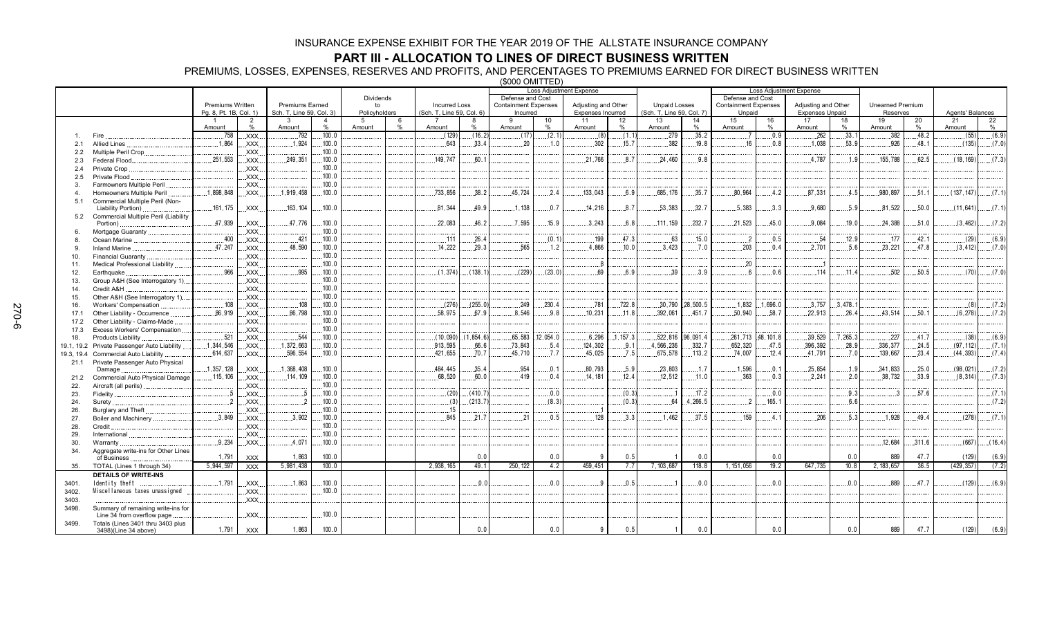INSURANCE EXPENSE EXHIBIT FOR THE YEAR 2019 OF THE ALLSTATE INSURANCE COMPANY

# PART III - ALLOCATION TO LINES OF DIRECT BUSINESS WRITTEN

PREMIUMS, LOSSES, EXPENSES, RESERVES AND PROFITS, AND PERCENTAGES TO PREMIUMS EARNED FOR DIRECT BUSINESS WRITTEN

($000 OMITTED)

| | | Premiums Written Pg. 8, Pt. 1B, Col. 1) | | Premiums Earned Sch. T, Line 59, Col. 3) | | Dividends to Policyholders | | Incurred Loss (Sch. T, Line 59, Col. 6) | | Loss Adjustment Expense: Defense and Cost Containment Expenses Incurred | | Loss Adjustment Expense: Adjusting and Other Expenses Incurred | | Unpaid Losses (Sch. T, Line 59, Col. 7) | | Loss Adjustment Expense: Defense and Cost Containment Expenses Unpaid | | Loss Adjustment Expense: Adjusting and Other Expenses Unpaid | | Unearned Premium Reserves | | Agents' Balances | |
|---|---|---|---|---|---|---|---|---|---|---|---|---|---|---|---|---|---|---|---|---|---|---|---|
| | | 1 Amount | 2 % | 3 Amount | 4 % | 5 Amount | 6 % | 7 Amount | 8 % | 9 Amount | 10 % | 11 Amount | 12 % | 13 Amount | 14 % | 15 Amount | 16 % | 17 Amount | 18 % | 19 Amount | 20 % | 21 Amount | 22 % |
| 1. | Fire | 758 | XXX | 792 | 100.0 | | | (129) | (16.2) | (17) | (2.1) | (8) | (1.1) | 279 | 35.2 | 7 | 0.9 | 262 | 33.1 | 382 | 48.2 | (55) | (6.9) |
| 2.1 | Allied Lines | 1,864 | XXX | 1,924 | 100.0 | | | 643 | 33.4 | 20 | 1.0 | 302 | 15.7 | 382 | 19.8 | 16 | 0.8 | 1,038 | 53.9 | 926 | 48.1 | (135) | (7.0) |
| 2.2 | Multiple Peril Crop | | XXX | | 100.0 | | | | | | | | | | | | | | | | | | |
| 2.3 | Federal Flood | 251,553 | XXX | 249,351 | 100.0 | | | 149,747 | 60.1 | | | 21,766 | 8.7 | 24,460 | 9.8 | | | 4,787 | 1.9 | 155,788 | 62.5 | (18,169) | (7.3) |
| 2.4 | Private Crop | | XXX | | 100.0 | | | | | | | | | | | | | | | | | | |
| 2.5 | Private Flood | | XXX | | 100.0 | | | | | | | | | | | | | | | | | | |
| 3. | Farmowners Multiple Peril | | XXX | | 100.0 | | | | | | | | | | | | | | | | | | |
| 4. | Homeowners Multiple Peril | 1,898,848 | XXX | 1,919,458 | 100.0 | | | 733,856 | 38.2 | 45,724 | 2.4 | 133,043 | 6.9 | 685,176 | 35.7 | 80,964 | 4.2 | 87,331 | 4.5 | 980,897 | 51.1 | (137,147) | (7.1) |
| 5.1 | Commercial Multiple Peril (Non-Liability Portion) | 161,175 | XXX | 163,104 | 100.0 | | | 81,344 | 49.9 | 1,138 | 0.7 | 14,216 | 8.7 | 53,383 | 32.7 | 5,383 | 3.3 | 9,680 | 5.9 | 81,522 | 50.0 | (11,641) | (7.1) |
| 5.2 | Commercial Multiple Peril (Liability Portion) | 47,939 | XXX | 47,776 | 100.0 | | | 22,083 | 46.2 | 7,595 | 15.9 | 3,243 | 6.8 | 111,159 | 232.7 | 21,523 | 45.0 | 9,084 | 19.0 | 24,388 | 51.0 | (3,462) | (7.2) |
| 6. | Mortgage Guaranty | | XXX | | 100.0 | | | | | | | | | | | | | | | | | | |
| 8. | Ocean Marine | 400 | XXX | 421 | 100.0 | | | 111 | 26.4 | | (0.1) | 199 | 47.3 | 63 | 15.0 | 2 | 0.5 | 54 | 12.9 | 177 | 42.1 | (29) | (6.9) |
| 9. | Inland Marine | 47,247 | XXX | 48,590 | 100.0 | | | 14,222 | 29.3 | 565 | 1.2 | 4,866 | 10.0 | 3,423 | 7.0 | 203 | 0.4 | 2,701 | 5.6 | 23,221 | 47.8 | (3,412) | (7.0) |
| 10. | Financial Guaranty | | XXX | | 100.0 | | | | | | | | | | | | | | | | | | |
| 11. | Medical Professional Liability | | XXX | | 100.0 | | | | | | | 8 | | | | 20 | | 1 | | | | | |
| 12. | Earthquake | 966 | XXX | 995 | 100.0 | | | (1,374) | (138.1) | (229) | (23.0) | 69 | 6.9 | 39 | 3.9 | 6 | 0.6 | 114 | 11.4 | 502 | 50.5 | (70) | (7.0) |
| 13. | Group A&H (See Interrogatory 1) | | XXX | | 100.0 | | | | | | | | | | | | | | | | | | |
| 14. | Credit A&H | | XXX | | 100.0 | | | | | | | | | | | | | | | | | | |
| 15. | Other A&H (See Interrogatory 1) | | XXX | | 100.0 | | | | | | | | | | | | | | | | | | |
| 16. | Workers' Compensation | 108 | XXX | 108 | 100.0 | | | (276) | (255.0) | 249 | 230.4 | 781 | 722.8 | 30,790 | 28,500.5 | 1,832 | 1,696.0 | 3,757 | 3,478.1 | | | (8) | (7.2) |
| 17.1 | Other Liability - Occurrence | 86,919 | XXX | 86,798 | 100.0 | | | 58,975 | 67.9 | 8,546 | 9.8 | 10,231 | 11.8 | 392,061 | 451.7 | 50,940 | 58.7 | 22,913 | 26.4 | 43,514 | 50.1 | (6,278) | (7.2) |
| 17.2 | Other Liability - Claims-Made | | XXX | | 100.0 | | | | | | | | | | | | | | | | | | |
| 17.3 | Excess Workers' Compensation | | XXX | | 100.0 | | | | | | | | | | | | | | | | | | |
| 18. | Products Liability | 521 | XXX | 544 | 100.0 | | | (10,090) | (1,854.6) | 65,583 | 12,054.0 | 6,296 | 1,157.3 | 522,816 | 96,091.4 | 261,713 | 48,101.8 | 39,529 | 7,265.3 | 227 | 41.7 | (38) | (6.9) |
| 19.1, 19.2 | Private Passenger Auto Liability | 1,344,546 | XXX | 1,372,663 | 100.0 | | | 913,595 | 66.6 | 73,843 | 5.4 | 124,302 | 9.1 | 4,566,236 | 332.7 | 652,320 | 47.5 | 396,392 | 28.9 | 336,377 | 24.5 | (97,112) | (7.1) |
| 19.3, 19.4 | Commercial Auto Liability | 614,637 | XXX | 596,554 | 100.0 | | | 421,655 | 70.7 | 45,710 | 7.7 | 45,025 | 7.5 | 675,578 | 113.2 | 74,007 | 12.4 | 41,791 | 7.0 | 139,667 | 23.4 | (44,393) | (7.4) |
| 21.1 | Private Passenger Auto Physical Damage | 1,357,128 | XXX | 1,368,408 | 100.0 | | | 484,445 | 35.4 | 954 | 0.1 | 80,793 | 5.9 | 23,803 | 1.7 | 1,596 | 0.1 | 25,854 | 1.9 | 341,833 | 25.0 | (98,021) | (7.2) |
| 21.2 | Commercial Auto Physical Damage | 115,106 | XXX | 114,109 | 100.0 | | | 68,520 | 60.0 | 419 | 0.4 | 14,181 | 12.4 | 12,512 | 11.0 | 363 | 0.3 | 2,241 | 2.0 | 38,732 | 33.9 | (8,314) | (7.3) |
| 22. | Aircraft (all perils) | | XXX | | 100.0 | | | | | | | | | | | | | | | | | | |
| 23. | Fidelity | 5 | XXX | 5 | 100.0 | | | (20) | (410.7) | | 0.0 | | (0.3) | 1 | 17.2 | | 0.0 | | 9.3 | 3 | 57.6 | | (7.1) |
| 24. | Surety | 2 | XXX | 2 | 100.0 | | | (3) | (213.7) | | (8.3) | | (0.3) | 64 | 4,266.5 | 2 | 165.1 | | 6.6 | | | | (7.2) |
| 26. | Burglary and Theft | | XXX | | 100.0 | | | 15 | | | | 1 | | | | | | | | | | | |
| 27. | Boiler and Machinery | 3,849 | XXX | 3,902 | 100.0 | | | 845 | 21.7 | 21 | 0.5 | 128 | 3.3 | 1,462 | 37.5 | 159 | 4.1 | 206 | 5.3 | 1,928 | 49.4 | (278) | (7.1) |
| 28. | Credit | | XXX | | 100.0 | | | | | | | | | | | | | | | | | | |
| 29. | International | | XXX | | 100.0 | | | | | | | | | | | | | | | | | | |
| 30. | Warranty | 9,234 | XXX | 4,071 | 100.0 | | | | | | | | | | | | | | | 12,684 | 311.6 | (667) | (16.4) |
| 34. | Aggregate write-ins for Other Lines of Business | 1,791 | XXX | 1,863 | 100.0 | | | | 0.0 | | 0.0 | 9 | 0.5 | 1 | 0.0 | | 0.0 | | 0.0 | 889 | 47.7 | (129) | (6.9) |
| 35. | TOTAL (Lines 1 through 34) | 5,944,597 | XXX | 5,961,438 | 100.0 | | | 2,938,165 | 49.1 | 250,122 | 4.2 | 459,451 | 7.7 | 7,103,687 | 118.8 | 1,151,056 | 19.2 | 647,735 | 10.8 | 2,183,657 | 36.5 | (429,357) | (7.2) |
| | **DETAILS OF WRITE-INS** | | | | | | | | | | | | | | | | | | | | | | |
| 3401. | Identity theft | 1,791 | XXX | 1,863 | 100.0 | | | | 0.0 | | 0.0 | 9 | 0.5 | 1 | 0.0 | | 0.0 | | 0.0 | 889 | 47.7 | (129) | (6.9) |
| 3402. | Miscellaneous taxes unassigned | | XXX | | 100.0 | | | | | | | | | | | | | | | | | | |
| 3403. | | | XXX | | | | | | | | | | | | | | | | | | | | |
| 3498. | Summary of remaining write-ins for Line 34 from overflow page | | XXX | | 100.0 | | | | | | | | | | | | | | | | | | |
| 3499. | Totals (Lines 3401 thru 3403 plus 3498)(Line 34 above) | 1,791 | XXX | 1,863 | 100.0 | | | | 0.0 | | 0.0 | 9 | 0.5 | 1 | 0.0 | | 0.0 | | 0.0 | 889 | 47.7 | (129) | (6.9) |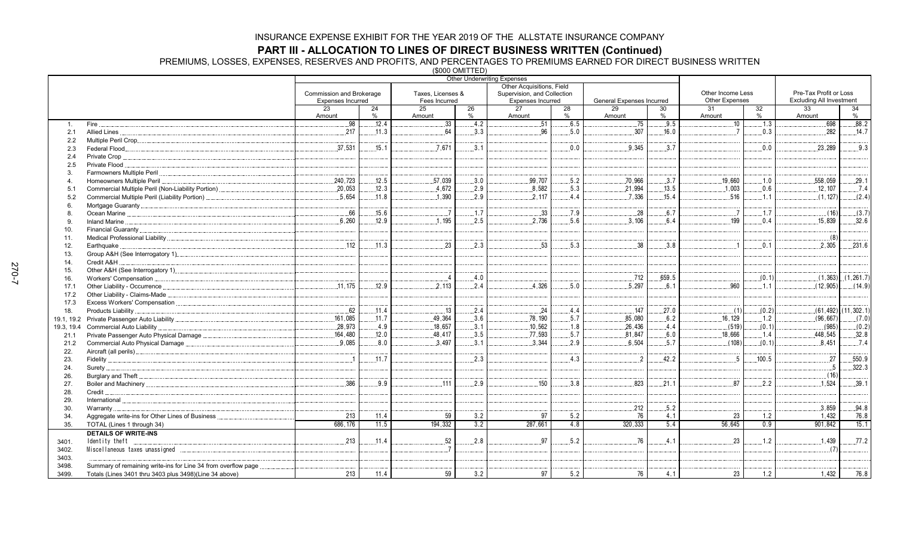INSURANCE EXPENSE EXHIBIT FOR THE YEAR 2019 OF THE ALLSTATE INSURANCE COMPANY

## PART III - ALLOCATION TO LINES OF DIRECT BUSINESS WRITTEN (Continued)

PREMIUMS, LOSSES, EXPENSES, RESERVES AND PROFITS, AND PERCENTAGES TO PREMIUMS EARNED FOR DIRECT BUSINESS WRITTEN

($000 OMITTED)

| | | Other Underwriting Expenses | | | | | | | | | | | |
|---|---|---|---|---|---|---|---|---|---|---|---|---|---|
| | | Commission and Brokerage Expenses Incurred | | Taxes, Licenses & Fees Incurred | | Other Acquisitions, Field Supervision, and Collection Expenses Incurred | | General Expenses Incurred | | Other Income Less Other Expenses | | Pre-Tax Profit or Loss Excluding All Investment | |
| | | 23 Amount | 24 % | 25 Amount | 26 % | 27 Amount | 28 % | 29 Amount | 30 % | 31 Amount | 32 % | 33 Amount | 34 % |
| 1. | Fire | 98 | 12.4 | 33 | 4.2 | 51 | 6.5 | 75 | 9.5 | 10 | 1.3 | 698 | 88.2 |
| 2.1 | Allied Lines | 217 | 11.3 | 64 | 3.3 | 96 | 5.0 | 307 | 16.0 | 7 | 0.3 | 282 | 14.7 |
| 2.2 | Multiple Peril Crop | | | | | | | | | | | | |
| 2.3 | Federal Flood | 37,531 | 15.1 | 7,671 | 3.1 | | 0.0 | 9,345 | 3.7 | | 0.0 | 23,289 | 9.3 |
| 2.4 | Private Crop | | | | | | | | | | | | |
| 2.5 | Private Flood | | | | | | | | | | | | |
| 3. | Farmowners Multiple Peril | | | | | | | | | | | | |
| 4. | Homeowners Multiple Peril | 240,723 | 12.5 | 57,039 | 3.0 | 99,707 | 5.2 | 70,966 | 3.7 | 19,660 | 1.0 | 558,059 | 29.1 |
| 5.1 | Commercial Multiple Peril (Non-Liability Portion) | 20,053 | 12.3 | 4,672 | 2.9 | 8,582 | 5.3 | 21,994 | 13.5 | 1,003 | 0.6 | 12,107 | 7.4 |
| 5.2 | Commercial Multiple Peril (Liability Portion) | 5,654 | 11.8 | 1,390 | 2.9 | 2,117 | 4.4 | 7,336 | 15.4 | 516 | 1.1 | (1,127) | (2.4) |
| 6. | Mortgage Guaranty | | | | | | | | | | | | |
| 8. | Ocean Marine | 66 | 15.6 | 7 | 1.7 | 33 | 7.9 | 28 | 6.7 | 7 | 1.7 | (16) | (3.7) |
| 9. | Inland Marine | 6,260 | 12.9 | 1,195 | 2.5 | 2,736 | 5.6 | 3,106 | 6.4 | 199 | 0.4 | 15,839 | 32.6 |
| 10. | Financial Guaranty | | | | | | | | | | | | |
| 11. | Medical Professional Liability | | | | | | | | | | | (8) | |
| 12. | Earthquake | 112 | 11.3 | 23 | 2.3 | 53 | 5.3 | 38 | 3.8 | 1 | 0.1 | 2,305 | 231.6 |
| 13. | Group A&H (See Interrogatory 1) | | | | | | | | | | | | |
| 14. | Credit A&H | | | | | | | | | | | | |
| 15. | Other A&H (See Interrogatory 1) | | | | | | | | | | | | |
| 16. | Workers' Compensation | | | 4 | 4.0 | | | 712 | 659.5 | | (0.1) | (1,363) | (1,261.7) |
| 17.1 | Other Liability - Occurrence | 11,175 | 12.9 | 2,113 | 2.4 | 4,326 | 5.0 | 5,297 | 6.1 | 960 | 1.1 | (12,905) | (14.9) |
| 17.2 | Other Liability - Claims-Made | | | | | | | | | | | | |
| 17.3 | Excess Workers' Compensation | | | | | | | | | | | | |
| 18. | Products Liability | 62 | 11.4 | 13 | 2.4 | 24 | 4.4 | 147 | 27.0 | (1) | (0.2) | (61,492) | (11,302.1) |
| 19.1, 19.2 | Private Passenger Auto Liability | 161,085 | 11.7 | 49,364 | 3.6 | 78,190 | 5.7 | 85,080 | 6.2 | 16,129 | 1.2 | (96,667) | (7.0) |
| 19.3, 19.4 | Commercial Auto Liability | 28,973 | 4.9 | 18,657 | 3.1 | 10,562 | 1.8 | 26,436 | 4.4 | (519) | (0.1) | (985) | (0.2) |
| 21.1 | Private Passenger Auto Physical Damage | 164,480 | 12.0 | 48,417 | 3.5 | 77,593 | 5.7 | 81,847 | 6.0 | 18,666 | 1.4 | 448,545 | 32.8 |
| 21.2 | Commercial Auto Physical Damage | 9,085 | 8.0 | 3,497 | 3.1 | 3,344 | 2.9 | 6,504 | 5.7 | (108) | (0.1) | 8,451 | 7.4 |
| 22. | Aircraft (all perils) | | | | | | | | | | | | |
| 23. | Fidelity | 1 | 11.7 | | 2.3 | | 4.3 | 2 | 42.2 | 5 | 100.5 | 27 | 550.9 |
| 24. | Surety | | | | | | | | | | | 5 | 322.3 |
| 26. | Burglary and Theft | | | | | | | | | | | (16) | |
| 27. | Boiler and Machinery | 386 | 9.9 | 111 | 2.9 | 150 | 3.8 | 823 | 21.1 | 87 | 2.2 | 1,524 | 39.1 |
| 28. | Credit | | | | | | | | | | | | |
| 29. | International | | | | | | | | | | | | |
| 30. | Warranty | | | | | | | 212 | 5.2 | | | 3,859 | 94.8 |
| 34. | Aggregate write-ins for Other Lines of Business | 213 | 11.4 | 59 | 3.2 | 97 | 5.2 | 76 | 4.1 | 23 | 1.2 | 1,432 | 76.8 |
| 35. | TOTAL (Lines 1 through 34) | 686,176 | 11.5 | 194,332 | 3.2 | 287,661 | 4.8 | 320,333 | 5.4 | 56,645 | 0.9 | 901,842 | 15.1 |
| | **DETAILS OF WRITE-INS** | | | | | | | | | | | | |
| 3401. | Identity theft | 213 | 11.4 | 52 | 2.8 | 97 | 5.2 | 76 | 4.1 | 23 | 1.2 | 1,439 | 77.2 |
| 3402. | Miscellaneous taxes unassigned | | | 7 | | | | | | | | (7) | |
| 3403. | | | | | | | | | | | | | |
| 3498. | Summary of remaining write-ins for Line 34 from overflow page | | | | | | | | | | | | |
| 3499. | Totals (Lines 3401 thru 3403 plus 3498)(Line 34 above) | 213 | 11.4 | 59 | 3.2 | 97 | 5.2 | 76 | 4.1 | 23 | 1.2 | 1,432 | 76.8 |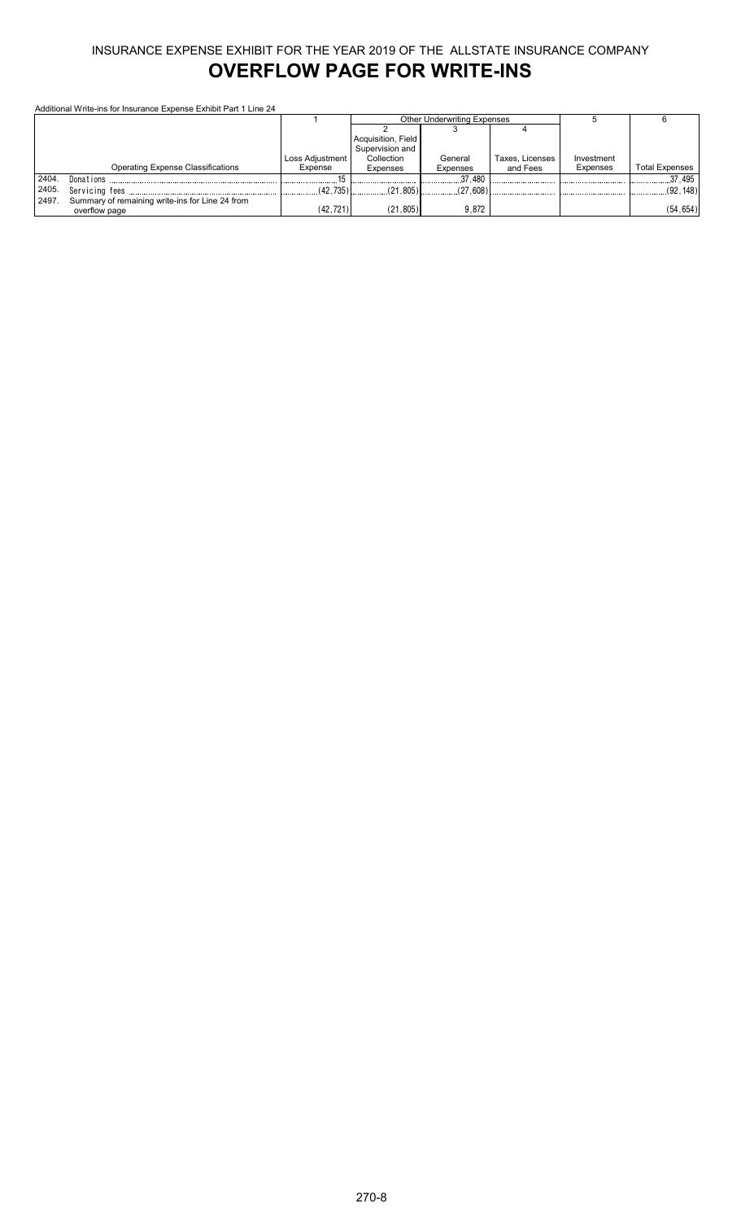INSURANCE EXPENSE EXHIBIT FOR THE YEAR 2019 OF THE ALLSTATE INSURANCE COMPANY

# OVERFLOW PAGE FOR WRITE-INS

Additional Write-ins for Insurance Expense Exhibit Part 1 Line 24

| | | 1 | Other Underwriting Expenses | | | 5 | 6 |
|---|---|---|---|---|---|---|---|
| | | | 2 | 3 | 4 | | |
| | Operating Expense Classifications | Loss Adjustment Expense | Acquisition, Field Supervision and Collection Expenses | General Expenses | Taxes, Licenses and Fees | Investment Expenses | Total Expenses |
| 2404. | Donations | 15 | | 37,480 | | | 37,495 |
| 2405. | Servicing fees | (42,735) | (21,805) | (27,608) | | | (92,148) |
| 2497. | Summary of remaining write-ins for Line 24 from overflow page | (42,721) | (21,805) | 9,872 | | | (54,654) |